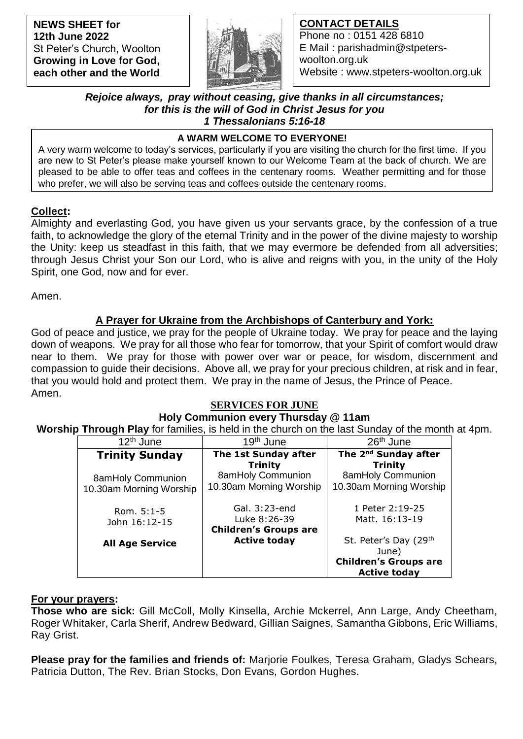**NEWS SHEET for**
**12th June 2022**
St Peter's Church, Woolton
**Growing in Love for God, each other and the World**

**CONTACT DETAILS**
Phone no : 0151 428 6810
E Mail : parishadmin@stpeters-woolton.org.uk
Website : www.stpeters-woolton.org.uk

***Rejoice always, pray without ceasing, give thanks in all circumstances; for this is the will of God in Christ Jesus for you***
***1 Thessalonians 5:16-18***

**A WARM WELCOME TO EVERYONE!**

A very warm welcome to today's services, particularly if you are visiting the church for the first time. If you are new to St Peter's please make yourself known to our Welcome Team at the back of church. We are pleased to be able to offer teas and coffees in the centenary rooms. Weather permitting and for those who prefer, we will also be serving teas and coffees outside the centenary rooms.

**Collect:**

Almighty and everlasting God, you have given us your servants grace, by the confession of a true faith, to acknowledge the glory of the eternal Trinity and in the power of the divine majesty to worship the Unity: keep us steadfast in this faith, that we may evermore be defended from all adversities; through Jesus Christ your Son our Lord, who is alive and reigns with you, in the unity of the Holy Spirit, one God, now and for ever.

Amen.

**A Prayer for Ukraine from the Archbishops of Canterbury and York:**

God of peace and justice, we pray for the people of Ukraine today. We pray for peace and the laying down of weapons. We pray for all those who fear for tomorrow, that your Spirit of comfort would draw near to them. We pray for those with power over war or peace, for wisdom, discernment and compassion to guide their decisions. Above all, we pray for your precious children, at risk and in fear, that you would hold and protect them. We pray in the name of Jesus, the Prince of Peace.
Amen.

**SERVICES FOR JUNE**

**Holy Communion every Thursday @ 11am**

**Worship Through Play** for families, is held in the church on the last Sunday of the month at 4pm.

| 12th June | 19th June | 26th June |
|---|---|---|
| **Trinity Sunday** | **The 1st Sunday after Trinity** | **The 2nd Sunday after Trinity** |
| 8amHoly Communion<br>10.30am Morning Worship | 8amHoly Communion<br>10.30am Morning Worship | 8amHoly Communion<br>10.30am Morning Worship |
| Rom. 5:1-5<br>John 16:12-15 | Gal. 3:23-end<br>Luke 8:26-39<br>**Children's Groups are Active today** | 1 Peter 2:19-25<br>Matt. 16:13-19 |
| **All Age Service** | | St. Peter's Day (29th June)<br>**Children's Groups are Active today** |

**For your prayers:**

**Those who are sick:** Gill McColl, Molly Kinsella, Archie Mckerrel, Ann Large, Andy Cheetham, Roger Whitaker, Carla Sherif, Andrew Bedward, Gillian Saignes, Samantha Gibbons, Eric Williams, Ray Grist.

**Please pray for the families and friends of:** Marjorie Foulkes, Teresa Graham, Gladys Schears, Patricia Dutton, The Rev. Brian Stocks, Don Evans, Gordon Hughes.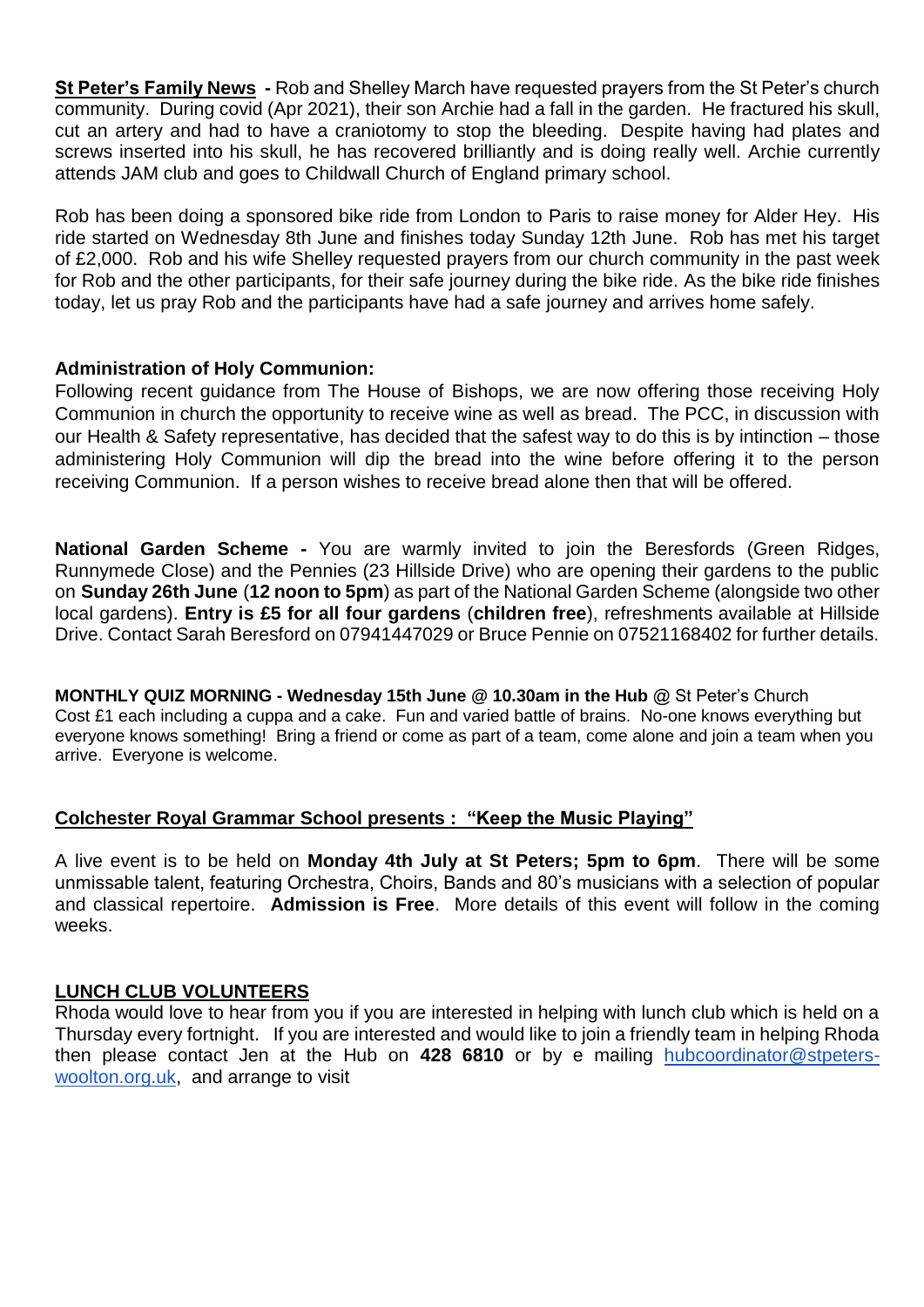**St Peter's Family News -** Rob and Shelley March have requested prayers from the St Peter's church community. During covid (Apr 2021), their son Archie had a fall in the garden. He fractured his skull, cut an artery and had to have a craniotomy to stop the bleeding. Despite having had plates and screws inserted into his skull, he has recovered brilliantly and is doing really well. Archie currently attends JAM club and goes to Childwall Church of England primary school.

Rob has been doing a sponsored bike ride from London to Paris to raise money for Alder Hey. His ride started on Wednesday 8th June and finishes today Sunday 12th June. Rob has met his target of £2,000. Rob and his wife Shelley requested prayers from our church community in the past week for Rob and the other participants, for their safe journey during the bike ride. As the bike ride finishes today, let us pray Rob and the participants have had a safe journey and arrives home safely.

**Administration of Holy Communion:**

Following recent guidance from The House of Bishops, we are now offering those receiving Holy Communion in church the opportunity to receive wine as well as bread. The PCC, in discussion with our Health & Safety representative, has decided that the safest way to do this is by intinction – those administering Holy Communion will dip the bread into the wine before offering it to the person receiving Communion. If a person wishes to receive bread alone then that will be offered.

**National Garden Scheme -** You are warmly invited to join the Beresfords (Green Ridges, Runnymede Close) and the Pennies (23 Hillside Drive) who are opening their gardens to the public on **Sunday 26th June** (**12 noon to 5pm**) as part of the National Garden Scheme (alongside two other local gardens). **Entry is £5 for all four gardens** (**children free**), refreshments available at Hillside Drive. Contact Sarah Beresford on 07941447029 or Bruce Pennie on 07521168402 for further details.

**MONTHLY QUIZ MORNING - Wednesday 15th June @ 10.30am in the Hub** @ St Peter's Church
Cost £1 each including a cuppa and a cake. Fun and varied battle of brains. No-one knows everything but everyone knows something! Bring a friend or come as part of a team, come alone and join a team when you arrive. Everyone is welcome.

**Colchester Royal Grammar School presents : "Keep the Music Playing"**

A live event is to be held on **Monday 4th July at St Peters; 5pm to 6pm**. There will be some unmissable talent, featuring Orchestra, Choirs, Bands and 80's musicians with a selection of popular and classical repertoire. **Admission is Free**. More details of this event will follow in the coming weeks.

**LUNCH CLUB VOLUNTEERS**

Rhoda would love to hear from you if you are interested in helping with lunch club which is held on a Thursday every fortnight. If you are interested and would like to join a friendly team in helping Rhoda then please contact Jen at the Hub on **428 6810** or by e mailing hubcoordinator@stpeters-woolton.org.uk, and arrange to visit